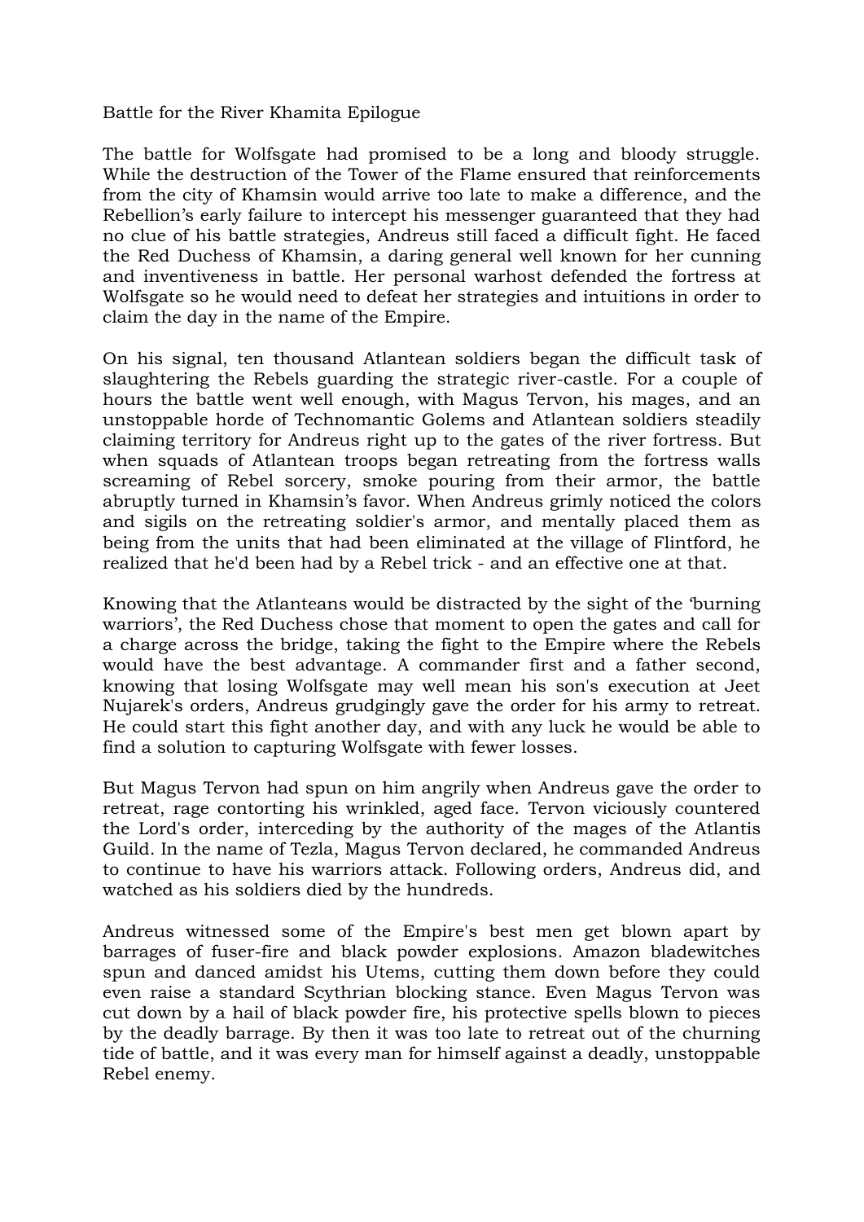# Battle for the River Khamita Epilogue

The battle for Wolfsgate had promised to be a long and bloody struggle. While the destruction of the Tower of the Flame ensured that reinforcements from the city of Khamsin would arrive too late to make a difference, and the Rebellion's early failure to intercept his messenger guaranteed that they had no clue of his battle strategies, Andreus still faced a difficult fight. He faced the Red Duchess of Khamsin, a daring general well known for her cunning and inventiveness in battle. Her personal warhost defended the fortress at Wolfsgate so he would need to defeat her strategies and intuitions in order to claim the day in the name of the Empire.

On his signal, ten thousand Atlantean soldiers began the difficult task of slaughtering the Rebels guarding the strategic river-castle. For a couple of hours the battle went well enough, with Magus Tervon, his mages, and an unstoppable horde of Technomantic Golems and Atlantean soldiers steadily claiming territory for Andreus right up to the gates of the river fortress. But when squads of Atlantean troops began retreating from the fortress walls screaming of Rebel sorcery, smoke pouring from their armor, the battle abruptly turned in Khamsin's favor. When Andreus grimly noticed the colors and sigils on the retreating soldier's armor, and mentally placed them as being from the units that had been eliminated at the village of Flintford, he realized that he'd been had by a Rebel trick - and an effective one at that.

Knowing that the Atlanteans would be distracted by the sight of the 'burning warriors', the Red Duchess chose that moment to open the gates and call for a charge across the bridge, taking the fight to the Empire where the Rebels would have the best advantage. A commander first and a father second, knowing that losing Wolfsgate may well mean his son's execution at Jeet Nujarek's orders, Andreus grudgingly gave the order for his army to retreat. He could start this fight another day, and with any luck he would be able to find a solution to capturing Wolfsgate with fewer losses.

But Magus Tervon had spun on him angrily when Andreus gave the order to retreat, rage contorting his wrinkled, aged face. Tervon viciously countered the Lord's order, interceding by the authority of the mages of the Atlantis Guild. In the name of Tezla, Magus Tervon declared, he commanded Andreus to continue to have his warriors attack. Following orders, Andreus did, and watched as his soldiers died by the hundreds.

Andreus witnessed some of the Empire's best men get blown apart by barrages of fuser-fire and black powder explosions. Amazon bladewitches spun and danced amidst his Utems, cutting them down before they could even raise a standard Scythrian blocking stance. Even Magus Tervon was cut down by a hail of black powder fire, his protective spells blown to pieces by the deadly barrage. By then it was too late to retreat out of the churning tide of battle, and it was every man for himself against a deadly, unstoppable Rebel enemy.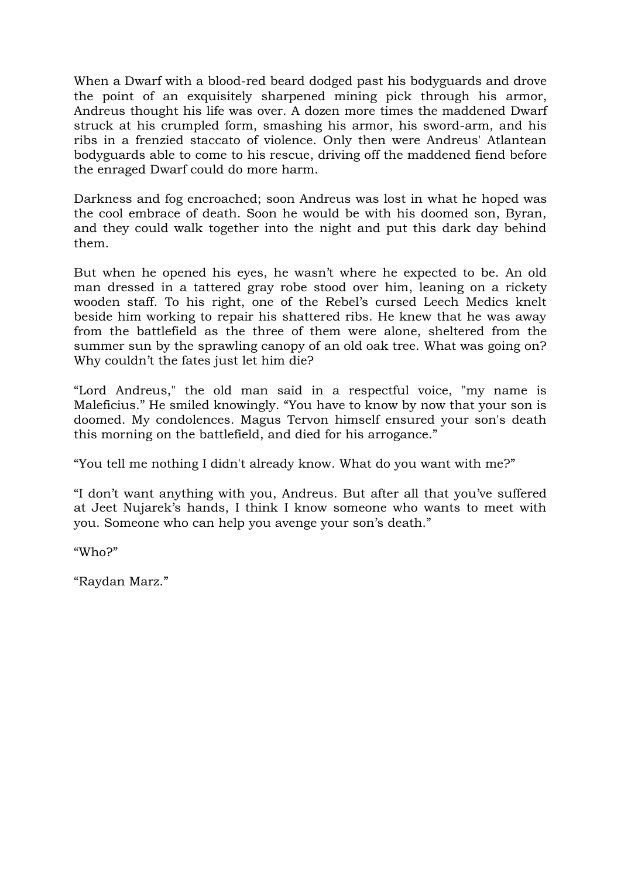When a Dwarf with a blood-red beard dodged past his bodyguards and drove the point of an exquisitely sharpened mining pick through his armor, Andreus thought his life was over. A dozen more times the maddened Dwarf struck at his crumpled form, smashing his armor, his sword-arm, and his ribs in a frenzied staccato of violence. Only then were Andreus' Atlantean bodyguards able to come to his rescue, driving off the maddened fiend before the enraged Dwarf could do more harm.

Darkness and fog encroached; soon Andreus was lost in what he hoped was the cool embrace of death. Soon he would be with his doomed son, Byran, and they could walk together into the night and put this dark day behind them.

But when he opened his eyes, he wasn't where he expected to be. An old man dressed in a tattered gray robe stood over him, leaning on a rickety wooden staff. To his right, one of the Rebel's cursed Leech Medics knelt beside him working to repair his shattered ribs. He knew that he was away from the battlefield as the three of them were alone, sheltered from the summer sun by the sprawling canopy of an old oak tree. What was going on? Why couldn't the fates just let him die?

"Lord Andreus," the old man said in a respectful voice, "my name is Maleficius." He smiled knowingly. "You have to know by now that your son is doomed. My condolences. Magus Tervon himself ensured your son's death this morning on the battlefield, and died for his arrogance."

"You tell me nothing I didn't already know. What do you want with me?"

"I don't want anything with you, Andreus. But after all that you've suffered at Jeet Nujarek's hands, I think I know someone who wants to meet with you. Someone who can help you avenge your son's death."

"Who?"

"Raydan Marz."